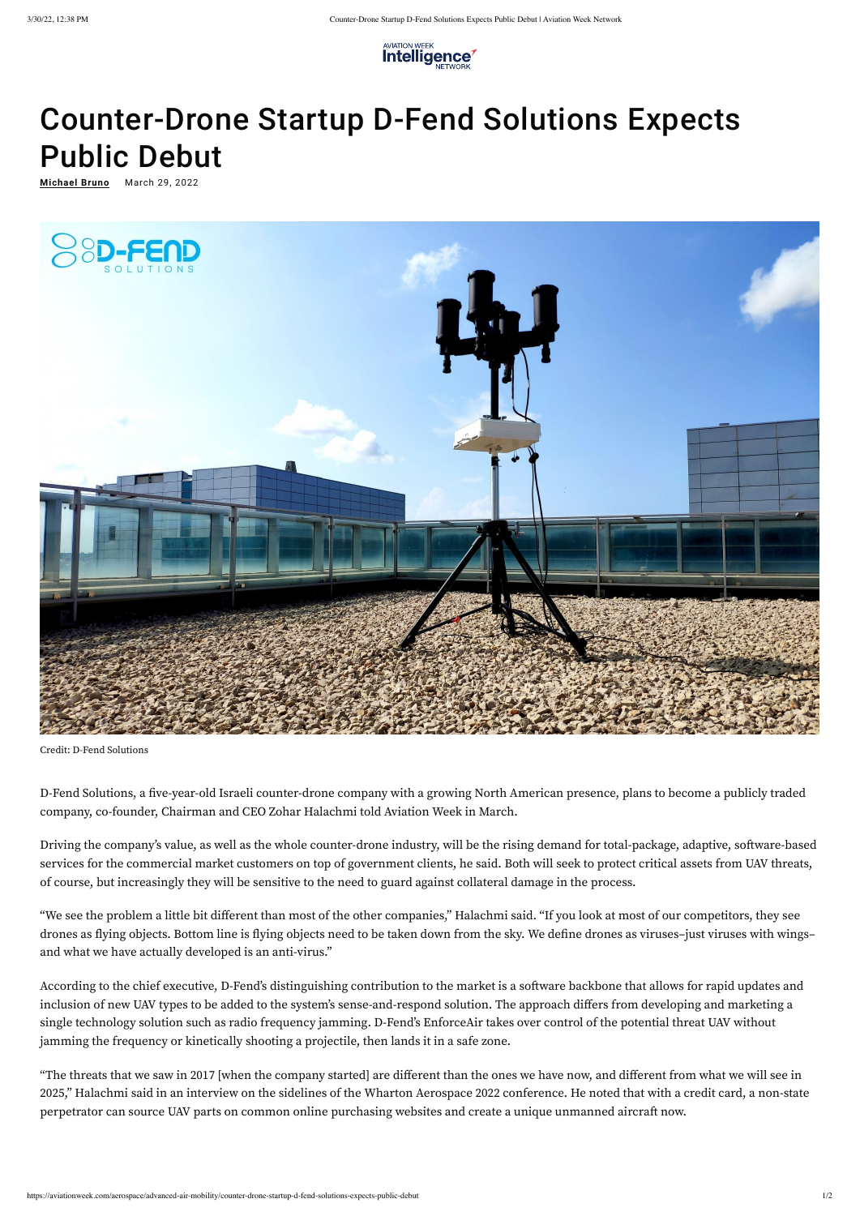# Counter-Drone Startup D-Fend Solutions Expects Public Debut

**Michael Bruno** March 29, 2022

Credit: D-Fend Solutions

D-Fend Solutions, a five-year-old Israeli counter-drone company with a growing North American presence, plans to become a publicly traded company, co-founder, Chairman and CEO Zohar Halachmi told Aviation Week in March.

Driving the company's value, as well as the whole counter-drone industry, will be the rising demand for total-package, adaptive, software-based services for the commercial market customers on top of government clients, he said. Both will seek to protect critical assets from UAV threats, of course, but increasingly they will be sensitive to the need to guard against collateral damage in the process.

"We see the problem a little bit different than most of the other companies," Halachmi said. "If you look at most of our competitors, they see drones as flying objects. Bottom line is flying objects need to be taken down from the sky. We define drones as viruses–just viruses with wings–and what we have actually developed is an anti-virus."

According to the chief executive, D-Fend's distinguishing contribution to the market is a software backbone that allows for rapid updates and inclusion of new UAV types to be added to the system's sense-and-respond solution. The approach differs from developing and marketing a single technology solution such as radio frequency jamming. D-Fend's EnforceAir takes over control of the potential threat UAV without jamming the frequency or kinetically shooting a projectile, then lands it in a safe zone.

"The threats that we saw in 2017 [when the company started] are different than the ones we have now, and different from what we will see in 2025," Halachmi said in an interview on the sidelines of the Wharton Aerospace 2022 conference. He noted that with a credit card, a non-state perpetrator can source UAV parts on common online purchasing websites and create a unique unmanned aircraft now.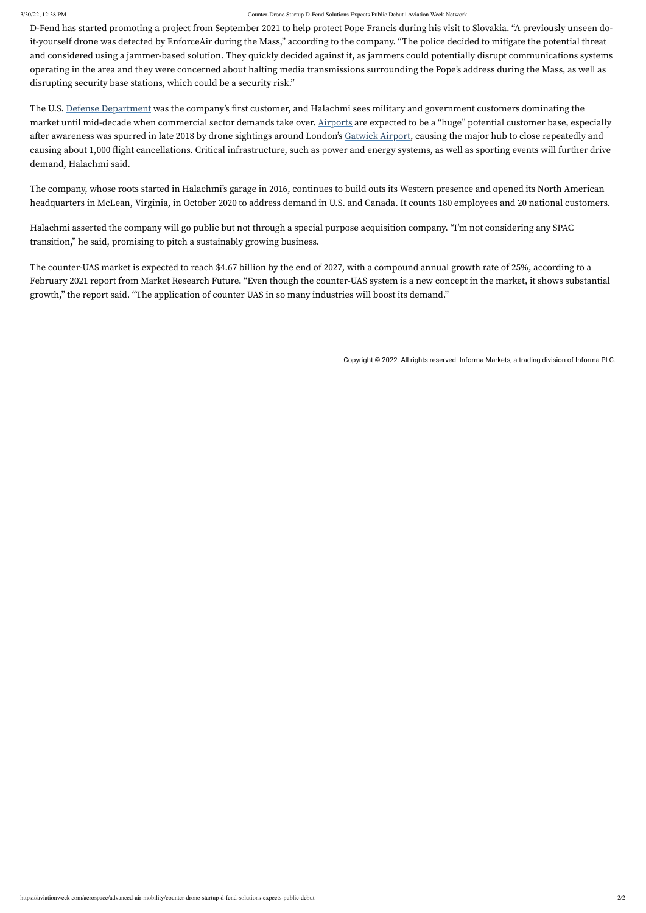D-Fend has started promoting a project from September 2021 to help protect Pope Francis during his visit to Slovakia. "A previously unseen do-it-yourself drone was detected by EnforceAir during the Mass," according to the company. "The police decided to mitigate the potential threat and considered using a jammer-based solution. They quickly decided against it, as jammers could potentially disrupt communications systems operating in the area and they were concerned about halting media transmissions surrounding the Pope's address during the Mass, as well as disrupting security base stations, which could be a security risk."

The U.S. Defense Department was the company's first customer, and Halachmi sees military and government customers dominating the market until mid-decade when commercial sector demands take over. Airports are expected to be a "huge" potential customer base, especially after awareness was spurred in late 2018 by drone sightings around London's Gatwick Airport, causing the major hub to close repeatedly and causing about 1,000 flight cancellations. Critical infrastructure, such as power and energy systems, as well as sporting events will further drive demand, Halachmi said.

The company, whose roots started in Halachmi's garage in 2016, continues to build outs its Western presence and opened its North American headquarters in McLean, Virginia, in October 2020 to address demand in U.S. and Canada. It counts 180 employees and 20 national customers.

Halachmi asserted the company will go public but not through a special purpose acquisition company. "I'm not considering any SPAC transition," he said, promising to pitch a sustainably growing business.

The counter-UAS market is expected to reach $4.67 billion by the end of 2027, with a compound annual growth rate of 25%, according to a February 2021 report from Market Research Future. "Even though the counter-UAS system is a new concept in the market, it shows substantial growth," the report said. "The application of counter UAS in so many industries will boost its demand."

Copyright © 2022. All rights reserved. Informa Markets, a trading division of Informa PLC.